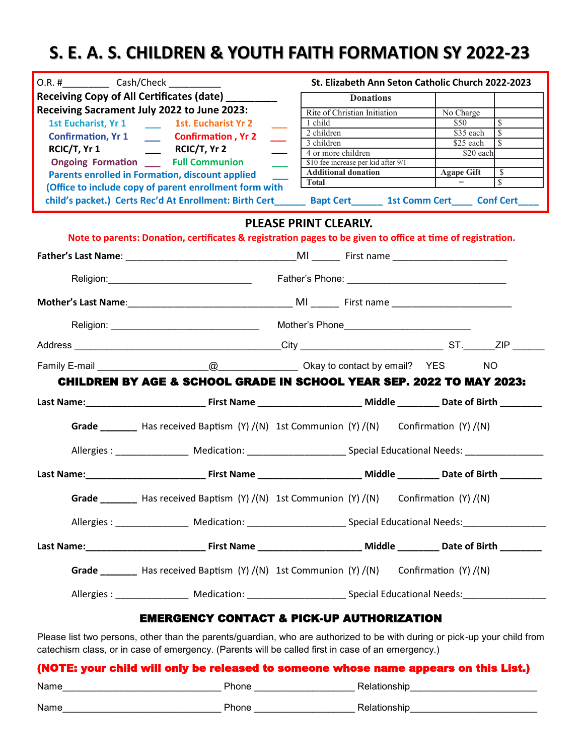# S. E. A. S. CHILDREN & YOUTH FAITH FORMATION SY 2022-23

O.R. #_________ Cash/Check __________

**Receiving Copy of All Certificates (date) _________**

**Receiving Sacrament July 2022 to June 2023:**

| | | | |
|---|---|---|---|
| 1st Eucharist, Yr 1 | ___ | 1st. Eucharist Yr 2 | ___ |
| Confirmation, Yr 1 | ___ | Confirmation , Yr 2 | ___ |
| RCIC/T, Yr 1 | ___ | RCIC/T, Yr 2 | ___ |
| Ongoing Formation | ___ | Full Communion | ___ |

Parents enrolled in Formation, discount applied ___

(Office to include copy of parent enrollment form with child's packet.) Certs Rec'd At Enrollment: Birth Cert______ Bapt Cert______ 1st Comm Cert____ Conf Cert____

**St. Elizabeth Ann Seton Catholic Church 2022-2023**

| Donations | | |
|---|---|---|
| Rite of Christian Initiation | No Charge | |
| 1 child | $50 | $ |
| 2 children | $35 each | $ |
| 3 children | $25 each | $ |
| 4 or more children | $20 each | |
| $10 fee increase per kid after 9/1 | | |
| **Additional donation** | **Agape Gift** | $ |
| **Total** | = | $ |

## PLEASE PRINT CLEARLY.

Note to parents: Donation, certificates & registration pages to be given to office at time of registration.

**Father's Last Name**: _______________________________MI _____ First name _____________________

Religion:___________________________ Father's Phone: ______________________________

**Mother's Last Name**:_______________________________ MI _____ First name ______________________

Religion: ___________________________ Mother's Phone_______________________

Address _______________________________________City __________________________ ST.______ZIP ______

Family E-mail ____________________@______________ Okay to contact by email? YES NO

## CHILDREN BY AGE & SCHOOL GRADE IN SCHOOL YEAR SEP. 2022 TO MAY 2023:

**Last Name:**______________________ **First Name** ___________________ **Middle** _______ **Date of Birth** ________

**Grade** _______ Has received Baptism (Y) /(N) 1st Communion (Y) /(N) Confirmation (Y) /(N)

Allergies : _____________ Medication: __________________ Special Educational Needs: ______________

**Last Name:**______________________ **First Name** ___________________ **Middle** _______ **Date of Birth** ________

**Grade** _______ Has received Baptism (Y) /(N) 1st Communion (Y) /(N) Confirmation (Y) /(N)

Allergies : _____________ Medication: __________________ Special Educational Needs:_______________

**Last Name:**______________________ **First Name** ___________________ **Middle** _______ **Date of Birth** ________

**Grade** _______ Has received Baptism (Y) /(N) 1st Communion (Y) /(N) Confirmation (Y) /(N)

Allergies : _____________ Medication: __________________ Special Educational Needs:_______________

## EMERGENCY CONTACT & PICK-UP AUTHORIZATION

Please list two persons, other than the parents/guardian, who are authorized to be with during or pick-up your child from catechism class, or in case of emergency. (Parents will be called first in case of an emergency.)

**(NOTE: your child will only be released to someone whose name appears on this List.)**

Name_____________________________ Phone ___________________ Relationship______________________

Name_____________________________ Phone ___________________ Relationship______________________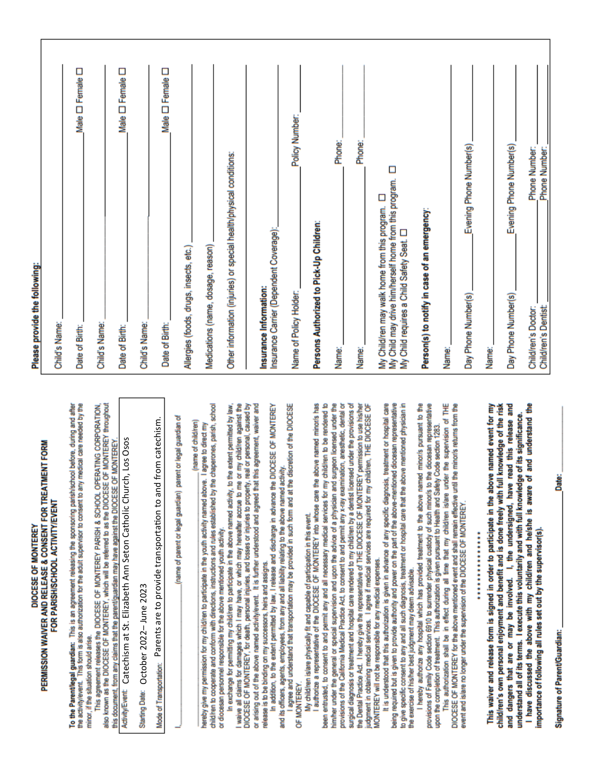# DIOCESE OF MONTEREY
## PERMISSION WAIVER AND RELEASE & CONSENT FOR TREATMENT FORM FOR PARISH/SCHOOL ACTIVITY/EVENT

**To the Parent/legal guardian:** This is an agreement releasing the sponsoring parish/school before, during and after the activity/event. This form is also authorization for the adult supervisor to consent to any medical care needed by the minor, if the situation should arise.

This agreement releases the DIOCESE OF MONTEREY PARISH & SCHOOL OPERATING CORPORATION, also known as the DIOCESE OF MONTEREY, which will be referred to as the DIOCESE OF MONTEREY throughout this document, from any claims that the parent/guardian may have against the DIOCESE OF MONTEREY.

Activity/Event: Catechism at St. Elizabeth Ann Seton Catholic Church, Los Osos

Starting Date: October 2022 – June 2023

Mode of Transportation: Parents are to provide transportation to and from catechism.

I, _______________ (name of parent or legal guardian) parent or legal guardian of _______________ (name of child/ren)

hereby give my permission for my child/ren to participate in the youth activity named above. I agree to direct my child/ren to cooperate and conform with directions, instructions and rules established by the chaperones, parish, school or diocesan personnel responsible for the above mentioned youth activity.

In exchange for permitting my child/ren to participate in the above named activity, to the extent permitted by law, I waive all claims for damages which I may have, or which may hereafter accrue to me or my child/ren against the DIOCESE OF MONTEREY, for death, personal injuries, and losses or injuries to property, real or personal, caused by or arising out of the above named activity/event. It is further understood and agreed that this agreement, waiver and release is to be binding on my successors, heirs and assigns.

In addition, to the extent permitted by law, I release and discharge in advance the DIOCESE OF MONTEREY and its officers, agents, employees, from any and all liability relating to the above named activity.

I agree and understand that transportation may be provided in such form and at the discretion of the DIOCESE OF MONTEREY.

My child/ren is/are physically fit and capable of participation in this event.

I authorize a representative of the DIOCESE OF MONTEREY into whose care the above named minor/s has been entrusted, to consent to and permit any and all necessary medical services for my child/ren to be rendered to him/her under the general or special supervision and upon the advice of a physician and surgeon licensed under the provisions of the California Medical Practice Act, to consent to and permit any x-ray examination, anesthetic, dental or surgical diagnosis or treatment and hospital care rendered to my child/ren by a dentist licensed under the provisions of the Dental Practice Act. I hereby give the representative of THE DIOCESE OF MONTEREY permission to use his/her judgment in obtaining medical services. I agree if medical services are required for my child/ren, THE DIOCESE OF MONTEREY will not be responsible for any medical expenses.

It is understood that this authorization is given in advance of any specific diagnosis, treatment or hospital care being required but is given to provide authority and power on the part of the above-mentioned diocesan representative to give specific consent to any and all such diagnosis, treatment or hospital care that the above mentioned physician in the exercise of his/her best judgment may deem advisable.

I hereby authorize any hospital which has provided treatment to the above named minor/s pursuant to the provisions of Family Code section 6910 to surrender physical custody of such minor/s to the diocesan representative upon the completion of treatment. This authorization is given pursuant to Health and Safety Code section 1283.

This authorization shall be in effect during all time that my child/ren is/are under the supervision of THE DIOCESE OF MONTEREY for the above mentioned event and shall remain effective until the minor/s returns from the event and is/are no longer under the supervision of the DIOCESE OF MONTEREY.

\* \* \* \* \* \* \* \* \* \* \* \* \* \*

**This waiver and release form is signed in order to participate in the above named event for my child/ren's own personal enjoyment and benefit and is done freely with full knowledge of the risk and dangers that are or may be involved. I, the undersigned, have read this release and understand all of its terms. I execute this voluntarily and with full knowledge of its significance.**

**I have discussed the above with my child/ren and he/she is aware of and understand the importance of following all rules set out by the supervisor(s).**

**Signature of Parent/Guardian:** _______________ **Date:** _______________

**Please provide the following:**

Child's Name: _______________

Date of Birth: _______________ Male ☐ Female ☐

Child's Name: _______________

Date of Birth: _______________ Male ☐ Female ☐

Child's Name: _______________

Date of Birth: _______________ Male ☐ Female ☐

Allergies (foods, drugs, insects, etc.) _______________

Medications (name, dosage, reason) _______________

Other information (injuries) or special health/physical conditions: _______________

**Insurance Information:**

Insurance Carrier (Dependent Coverage): _______________

Name of Policy Holder: _______________ Policy Number: _______________

**Persons Authorized to Pick-Up Children:**

Name: _______________ Phone: _______________

Name: _______________ Phone: _______________

My Child/ren may walk home from this program. ☐

My Child may drive him/herself home from this program. ☐

My Child requires a Child Safety Seat. ☐

**Person(s) to notify in case of an emergency:**

Name: _______________

Day Phone Number(s) _______________ Evening Phone Number(s) _______________

Name: _______________

Day Phone Number(s) _______________ Evening Phone Number(s) _______________

Child/ren's Doctor: _______________ Phone Number: _______________

Child/ren's Dentist: _______________ Phone Number: _______________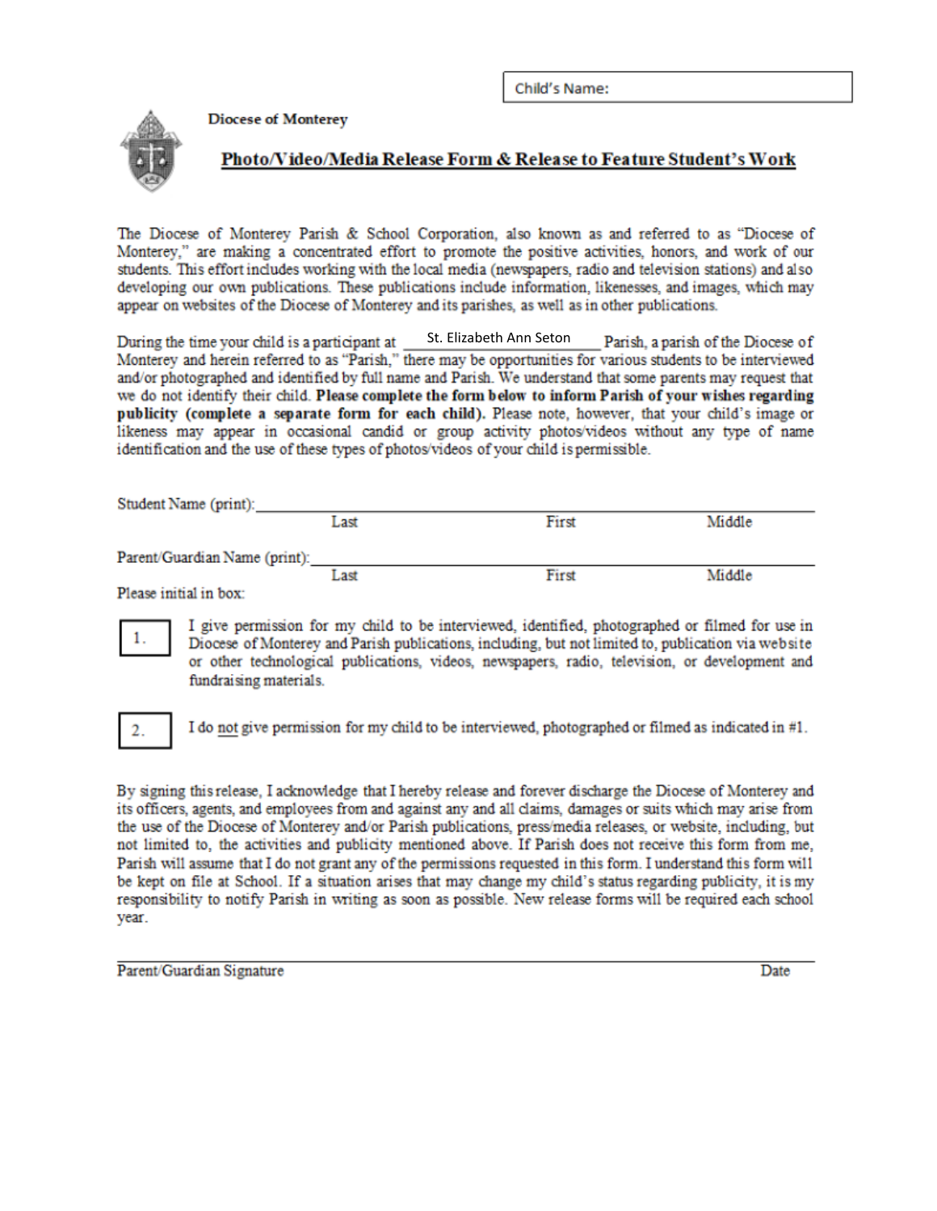Child's Name:

**Diocese of Monterey**

## Photo/Video/Media Release Form & Release to Feature Student's Work

The Diocese of Monterey Parish & School Corporation, also known as and referred to as "Diocese of Monterey," are making a concentrated effort to promote the positive activities, honors, and work of our students. This effort includes working with the local media (newspapers, radio and television stations) and also developing our own publications. These publications include information, likenesses, and images, which may appear on websites of the Diocese of Monterey and its parishes, as well as in other publications.

During the time your child is a participant at St. Elizabeth Ann Seton Parish, a parish of the Diocese of Monterey and herein referred to as "Parish," there may be opportunities for various students to be interviewed and/or photographed and identified by full name and Parish. We understand that some parents may request that we do not identify their child. **Please complete the form below to inform Parish of your wishes regarding publicity (complete a separate form for each child).** Please note, however, that your child's image or likeness may appear in occasional candid or group activity photos/videos without any type of name identification and the use of these types of photos/videos of your child is permissible.

Student Name (print): ______________________________________________
Last First Middle

Parent/Guardian Name (print): ______________________________________________
Last First Middle

Please initial in box:

[ 1. ] I give permission for my child to be interviewed, identified, photographed or filmed for use in Diocese of Monterey and Parish publications, including, but not limited to, publication via website or other technological publications, videos, newspapers, radio, television, or development and fundraising materials.

[ 2. ] I do not give permission for my child to be interviewed, photographed or filmed as indicated in #1.

By signing this release, I acknowledge that I hereby release and forever discharge the Diocese of Monterey and its officers, agents, and employees from and against any and all claims, damages or suits which may arise from the use of the Diocese of Monterey and/or Parish publications, press/media releases, or website, including, but not limited to, the activities and publicity mentioned above. If Parish does not receive this form from me, Parish will assume that I do not grant any of the permissions requested in this form. I understand this form will be kept on file at School. If a situation arises that may change my child's status regarding publicity, it is my responsibility to notify Parish in writing as soon as possible. New release forms will be required each school year.

______________________________________________
Parent/Guardian Signature Date